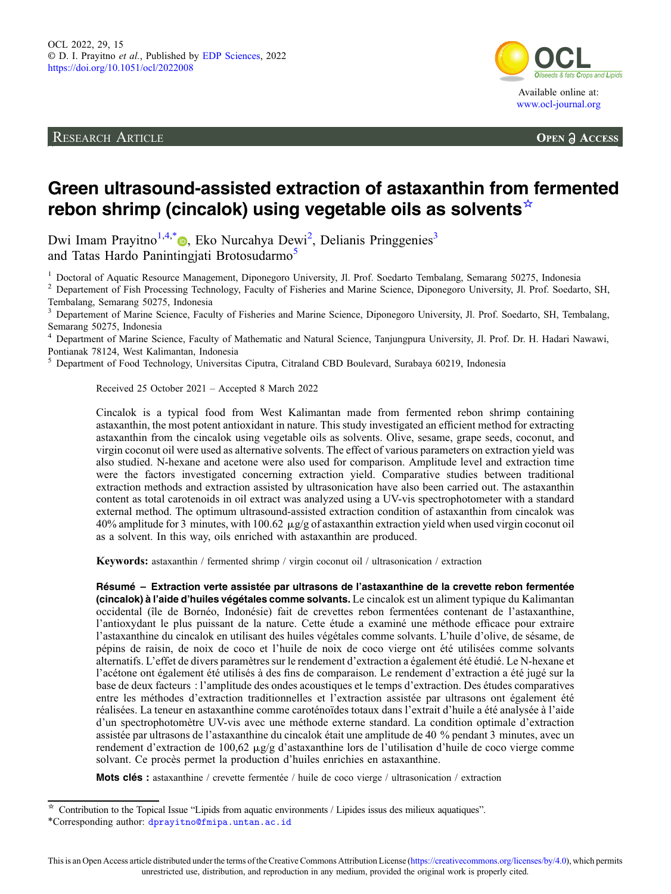RESEARCH ARTICLE

OPEN ACCESS

# Green ultrasound-assisted extraction of astaxanthin from fermented rebon shrimp (cincalok) using vegetable oils as solvents☆

Dwi Imam Prayitno[1,4,*], Eko Nurcahya Dewi[2], Delianis Pringgenies[3] and Tatas Hardo Panintingjati Brotosudarmo[5]

[1] Doctoral of Aquatic Resource Management, Diponegoro University, Jl. Prof. Soedarto Tembalang, Semarang 50275, Indonesia
[2] Departement of Fish Processing Technology, Faculty of Fisheries and Marine Science, Diponegoro University, Jl. Prof. Soedarto, SH, Tembalang, Semarang 50275, Indonesia
[3] Departement of Marine Science, Faculty of Fisheries and Marine Science, Diponegoro University, Jl. Prof. Soedarto, SH, Tembalang, Semarang 50275, Indonesia
[4] Department of Marine Science, Faculty of Mathematic and Natural Science, Tanjungpura University, Jl. Prof. Dr. H. Hadari Nawawi, Pontianak 78124, West Kalimantan, Indonesia
[5] Department of Food Technology, Universitas Ciputra, Citraland CBD Boulevard, Surabaya 60219, Indonesia

Received 25 October 2021 – Accepted 8 March 2022

Cincalok is a typical food from West Kalimantan made from fermented rebon shrimp containing astaxanthin, the most potent antioxidant in nature. This study investigated an efficient method for extracting astaxanthin from the cincalok using vegetable oils as solvents. Olive, sesame, grape seeds, coconut, and virgin coconut oil were used as alternative solvents. The effect of various parameters on extraction yield was also studied. N-hexane and acetone were also used for comparison. Amplitude level and extraction time were the factors investigated concerning extraction yield. Comparative studies between traditional extraction methods and extraction assisted by ultrasonication have also been carried out. The astaxanthin content as total carotenoids in oil extract was analyzed using a UV-vis spectrophotometer with a standard external method. The optimum ultrasound-assisted extraction condition of astaxanthin from cincalok was 40% amplitude for 3 minutes, with 100.62 μg/g of astaxanthin extraction yield when used virgin coconut oil as a solvent. In this way, oils enriched with astaxanthin are produced.

**Keywords:** astaxanthin / fermented shrimp / virgin coconut oil / ultrasonication / extraction

**Résumé – Extraction verte assistée par ultrasons de l'astaxanthine de la crevette rebon fermentée (cincalok) à l'aide d'huiles végétales comme solvants.** Le cincalok est un aliment typique du Kalimantan occidental (île de Bornéo, Indonésie) fait de crevettes rebon fermentées contenant de l'astaxanthine, l'antioxydant le plus puissant de la nature. Cette étude a examiné une méthode efficace pour extraire l'astaxanthine du cincalok en utilisant des huiles végétales comme solvants. L'huile d'olive, de sésame, de pépins de raisin, de noix de coco et l'huile de noix de coco vierge ont été utilisées comme solvants alternatifs. L'effet de divers paramètres sur le rendement d'extraction a également été étudié. Le N-hexane et l'acétone ont également été utilisés à des fins de comparaison. Le rendement d'extraction a été jugé sur la base de deux facteurs : l'amplitude des ondes acoustiques et le temps d'extraction. Des études comparatives entre les méthodes d'extraction traditionnelles et l'extraction assistée par ultrasons ont également été réalisées. La teneur en astaxanthine comme caroténoïdes totaux dans l'extrait d'huile a été analysée à l'aide d'un spectrophotomètre UV-vis avec une méthode externe standard. La condition optimale d'extraction assistée par ultrasons de l'astaxanthine du cincalok était une amplitude de 40 % pendant 3 minutes, avec un rendement d'extraction de 100,62 μg/g d'astaxanthine lors de l'utilisation d'huile de coco vierge comme solvant. Ce procès permet la production d'huiles enrichies en astaxanthine.

**Mots clés :** astaxanthine / crevette fermentée / huile de coco vierge / ultrasonication / extraction

☆ Contribution to the Topical Issue "Lipids from aquatic environments / Lipides issus des milieux aquatiques".
*Corresponding author: dprayitno@fmipa.untan.ac.id

This is an Open Access article distributed under the terms of the Creative Commons Attribution License (https://creativecommons.org/licenses/by/4.0), which permits unrestricted use, distribution, and reproduction in any medium, provided the original work is properly cited.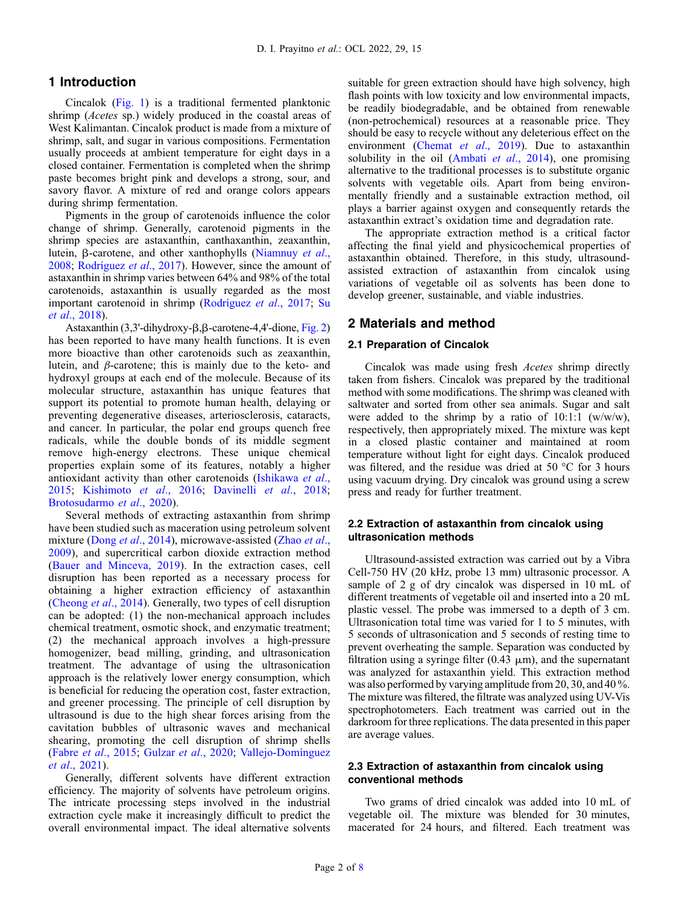## 1 Introduction

Cincalok (Fig. 1) is a traditional fermented planktonic shrimp (*Acetes* sp.) widely produced in the coastal areas of West Kalimantan. Cincalok product is made from a mixture of shrimp, salt, and sugar in various compositions. Fermentation usually proceeds at ambient temperature for eight days in a closed container. Fermentation is completed when the shrimp paste becomes bright pink and develops a strong, sour, and savory flavor. A mixture of red and orange colors appears during shrimp fermentation.

Pigments in the group of carotenoids influence the color change of shrimp. Generally, carotenoid pigments in the shrimp species are astaxanthin, canthaxanthin, zeaxanthin, lutein, β-carotene, and other xanthophylls (Niamnuy *et al*., 2008; Rodríguez *et al*., 2017). However, since the amount of astaxanthin in shrimp varies between 64% and 98% of the total carotenoids, astaxanthin is usually regarded as the most important carotenoid in shrimp (Rodríguez *et al*., 2017; Su *et al*., 2018).

Astaxanthin (3,3'-dihydroxy-β,β-carotene-4,4'-dione, Fig. 2) has been reported to have many health functions. It is even more bioactive than other carotenoids such as zeaxanthin, lutein, and *β*-carotene; this is mainly due to the keto- and hydroxyl groups at each end of the molecule. Because of its molecular structure, astaxanthin has unique features that support its potential to promote human health, delaying or preventing degenerative diseases, arteriosclerosis, cataracts, and cancer. In particular, the polar end groups quench free radicals, while the double bonds of its middle segment remove high-energy electrons. These unique chemical properties explain some of its features, notably a higher antioxidant activity than other carotenoids (Ishikawa *et al*., 2015; Kishimoto *et al*., 2016; Davinelli *et al*., 2018; Brotosudarmo *et al*., 2020).

Several methods of extracting astaxanthin from shrimp have been studied such as maceration using petroleum solvent mixture (Dong *et al*., 2014), microwave-assisted (Zhao *et al*., 2009), and supercritical carbon dioxide extraction method (Bauer and Minceva, 2019). In the extraction cases, cell disruption has been reported as a necessary process for obtaining a higher extraction efficiency of astaxanthin (Cheong *et al*., 2014). Generally, two types of cell disruption can be adopted: (1) the non-mechanical approach includes chemical treatment, osmotic shock, and enzymatic treatment; (2) the mechanical approach involves a high-pressure homogenizer, bead milling, grinding, and ultrasonication treatment. The advantage of using the ultrasonication approach is the relatively lower energy consumption, which is beneficial for reducing the operation cost, faster extraction, and greener processing. The principle of cell disruption by ultrasound is due to the high shear forces arising from the cavitation bubbles of ultrasonic waves and mechanical shearing, promoting the cell disruption of shrimp shells (Fabre *et al*., 2015; Gulzar *et al*., 2020; Vallejo-Domínguez *et al*., 2021).

Generally, different solvents have different extraction efficiency. The majority of solvents have petroleum origins. The intricate processing steps involved in the industrial extraction cycle make it increasingly difficult to predict the overall environmental impact. The ideal alternative solvents suitable for green extraction should have high solvency, high flash points with low toxicity and low environmental impacts, be readily biodegradable, and be obtained from renewable (non-petrochemical) resources at a reasonable price. They should be easy to recycle without any deleterious effect on the environment (Chemat *et al*., 2019). Due to astaxanthin solubility in the oil (Ambati *et al*., 2014), one promising alternative to the traditional processes is to substitute organic solvents with vegetable oils. Apart from being environmentally friendly and a sustainable extraction method, oil plays a barrier against oxygen and consequently retards the astaxanthin extract's oxidation time and degradation rate.

The appropriate extraction method is a critical factor affecting the final yield and physicochemical properties of astaxanthin obtained. Therefore, in this study, ultrasound-assisted extraction of astaxanthin from cincalok using variations of vegetable oil as solvents has been done to develop greener, sustainable, and viable industries.

## 2 Materials and method

### 2.1 Preparation of Cincalok

Cincalok was made using fresh *Acetes* shrimp directly taken from fishers. Cincalok was prepared by the traditional method with some modifications. The shrimp was cleaned with saltwater and sorted from other sea animals. Sugar and salt were added to the shrimp by a ratio of 10:1:1 (w/w/w), respectively, then appropriately mixed. The mixture was kept in a closed plastic container and maintained at room temperature without light for eight days. Cincalok produced was filtered, and the residue was dried at 50 °C for 3 hours using vacuum drying. Dry cincalok was ground using a screw press and ready for further treatment.

### 2.2 Extraction of astaxanthin from cincalok using ultrasonication methods

Ultrasound-assisted extraction was carried out by a Vibra Cell-750 HV (20 kHz, probe 13 mm) ultrasonic processor. A sample of 2 g of dry cincalok was dispersed in 10 mL of different treatments of vegetable oil and inserted into a 20 mL plastic vessel. The probe was immersed to a depth of 3 cm. Ultrasonication total time was varied for 1 to 5 minutes, with 5 seconds of ultrasonication and 5 seconds of resting time to prevent overheating the sample. Separation was conducted by filtration using a syringe filter (0.43 μm), and the supernatant was analyzed for astaxanthin yield. This extraction method was also performed by varying amplitude from 20, 30, and 40 %. The mixture was filtered, the filtrate was analyzed using UV-Vis spectrophotometers. Each treatment was carried out in the darkroom for three replications. The data presented in this paper are average values.

### 2.3 Extraction of astaxanthin from cincalok using conventional methods

Two grams of dried cincalok was added into 10 mL of vegetable oil. The mixture was blended for 30 minutes, macerated for 24 hours, and filtered. Each treatment was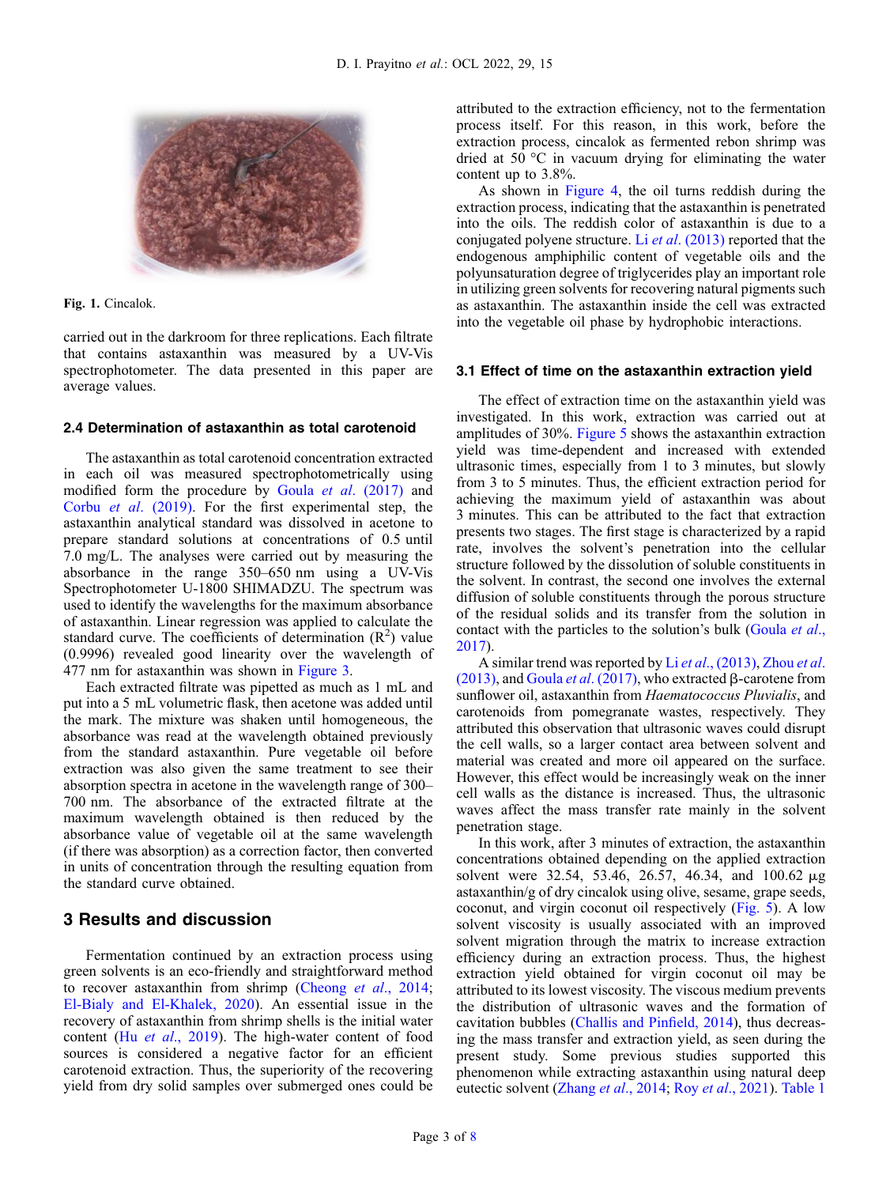Fig. 1. Cincalok.

carried out in the darkroom for three replications. Each filtrate that contains astaxanthin was measured by a UV-Vis spectrophotometer. The data presented in this paper are average values.

### 2.4 Determination of astaxanthin as total carotenoid

The astaxanthin as total carotenoid concentration extracted in each oil was measured spectrophotometrically using modified form the procedure by Goula *et al*. (2017) and Corbu *et al*. (2019). For the first experimental step, the astaxanthin analytical standard was dissolved in acetone to prepare standard solutions at concentrations of 0.5 until 7.0 mg/L. The analyses were carried out by measuring the absorbance in the range 350–650 nm using a UV-Vis Spectrophotometer U-1800 SHIMADZU. The spectrum was used to identify the wavelengths for the maximum absorbance of astaxanthin. Linear regression was applied to calculate the standard curve. The coefficients of determination ($R^2$) value (0.9996) revealed good linearity over the wavelength of 477 nm for astaxanthin was shown in Figure 3.

Each extracted filtrate was pipetted as much as 1 mL and put into a 5 mL volumetric flask, then acetone was added until the mark. The mixture was shaken until homogeneous, the absorbance was read at the wavelength obtained previously from the standard astaxanthin. Pure vegetable oil before extraction was also given the same treatment to see their absorption spectra in acetone in the wavelength range of 300–700 nm. The absorbance of the extracted filtrate at the maximum wavelength obtained is then reduced by the absorbance value of vegetable oil at the same wavelength (if there was absorption) as a correction factor, then converted in units of concentration through the resulting equation from the standard curve obtained.

## 3 Results and discussion

Fermentation continued by an extraction process using green solvents is an eco-friendly and straightforward method to recover astaxanthin from shrimp (Cheong *et al*., 2014; El-Bialy and El-Khalek, 2020). An essential issue in the recovery of astaxanthin from shrimp shells is the initial water content (Hu *et al*., 2019). The high-water content of food sources is considered a negative factor for an efficient carotenoid extraction. Thus, the superiority of the recovering yield from dry solid samples over submerged ones could be attributed to the extraction efficiency, not to the fermentation process itself. For this reason, in this work, before the extraction process, cincalok as fermented rebon shrimp was dried at 50 °C in vacuum drying for eliminating the water content up to 3.8%.

As shown in Figure 4, the oil turns reddish during the extraction process, indicating that the astaxanthin is penetrated into the oils. The reddish color of astaxanthin is due to a conjugated polyene structure. Li *et al*. (2013) reported that the endogenous amphiphilic content of vegetable oils and the polyunsaturation degree of triglycerides play an important role in utilizing green solvents for recovering natural pigments such as astaxanthin. The astaxanthin inside the cell was extracted into the vegetable oil phase by hydrophobic interactions.

### 3.1 Effect of time on the astaxanthin extraction yield

The effect of extraction time on the astaxanthin yield was investigated. In this work, extraction was carried out at amplitudes of 30%. Figure 5 shows the astaxanthin extraction yield was time-dependent and increased with extended ultrasonic times, especially from 1 to 3 minutes, but slowly from 3 to 5 minutes. Thus, the efficient extraction period for achieving the maximum yield of astaxanthin was about 3 minutes. This can be attributed to the fact that extraction presents two stages. The first stage is characterized by a rapid rate, involves the solvent's penetration into the cellular structure followed by the dissolution of soluble constituents in the solvent. In contrast, the second one involves the external diffusion of soluble constituents through the porous structure of the residual solids and its transfer from the solution in contact with the particles to the solution's bulk (Goula *et al*., 2017).

A similar trend was reported by Li *et al*., (2013), Zhou *et al*. (2013), and Goula *et al*. (2017), who extracted β-carotene from sunflower oil, astaxanthin from *Haematococcus Pluvialis*, and carotenoids from pomegranate wastes, respectively. They attributed this observation that ultrasonic waves could disrupt the cell walls, so a larger contact area between solvent and material was created and more oil appeared on the surface. However, this effect would be increasingly weak on the inner cell walls as the distance is increased. Thus, the ultrasonic waves affect the mass transfer rate mainly in the solvent penetration stage.

In this work, after 3 minutes of extraction, the astaxanthin concentrations obtained depending on the applied extraction solvent were 32.54, 53.46, 26.57, 46.34, and 100.62 μg astaxanthin/g of dry cincalok using olive, sesame, grape seeds, coconut, and virgin coconut oil respectively (Fig. 5). A low solvent viscosity is usually associated with an improved solvent migration through the matrix to increase extraction efficiency during an extraction process. Thus, the highest extraction yield obtained for virgin coconut oil may be attributed to its lowest viscosity. The viscous medium prevents the distribution of ultrasonic waves and the formation of cavitation bubbles (Challis and Pinfield, 2014), thus decreasing the mass transfer and extraction yield, as seen during the present study. Some previous studies supported this phenomenon while extracting astaxanthin using natural deep eutectic solvent (Zhang *et al*., 2014; Roy *et al*., 2021). Table 1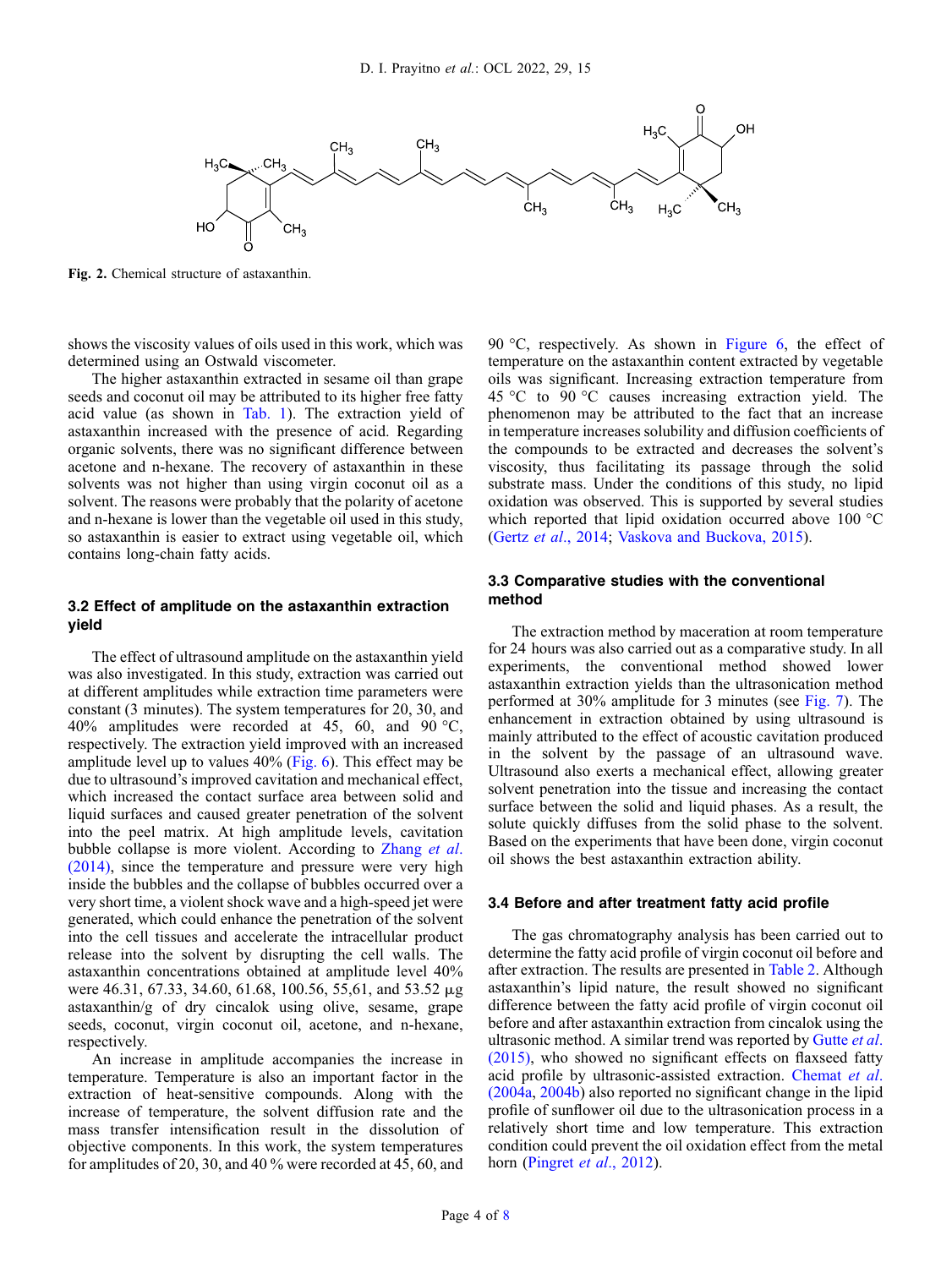Fig. 2. Chemical structure of astaxanthin.

shows the viscosity values of oils used in this work, which was determined using an Ostwald viscometer.

The higher astaxanthin extracted in sesame oil than grape seeds and coconut oil may be attributed to its higher free fatty acid value (as shown in Tab. 1). The extraction yield of astaxanthin increased with the presence of acid. Regarding organic solvents, there was no significant difference between acetone and n-hexane. The recovery of astaxanthin in these solvents was not higher than using virgin coconut oil as a solvent. The reasons were probably that the polarity of acetone and n-hexane is lower than the vegetable oil used in this study, so astaxanthin is easier to extract using vegetable oil, which contains long-chain fatty acids.

### 3.2 Effect of amplitude on the astaxanthin extraction yield

The effect of ultrasound amplitude on the astaxanthin yield was also investigated. In this study, extraction was carried out at different amplitudes while extraction time parameters were constant (3 minutes). The system temperatures for 20, 30, and 40% amplitudes were recorded at 45, 60, and 90 °C, respectively. The extraction yield improved with an increased amplitude level up to values 40% (Fig. 6). This effect may be due to ultrasound's improved cavitation and mechanical effect, which increased the contact surface area between solid and liquid surfaces and caused greater penetration of the solvent into the peel matrix. At high amplitude levels, cavitation bubble collapse is more violent. According to Zhang *et al.* (2014), since the temperature and pressure were very high inside the bubbles and the collapse of bubbles occurred over a very short time, a violent shock wave and a high-speed jet were generated, which could enhance the penetration of the solvent into the cell tissues and accelerate the intracellular product release into the solvent by disrupting the cell walls. The astaxanthin concentrations obtained at amplitude level 40% were 46.31, 67.33, 34.60, 61.68, 100.56, 55,61, and 53.52 μg astaxanthin/g of dry cincalok using olive, sesame, grape seeds, coconut, virgin coconut oil, acetone, and n-hexane, respectively.

An increase in amplitude accompanies the increase in temperature. Temperature is also an important factor in the extraction of heat-sensitive compounds. Along with the increase of temperature, the solvent diffusion rate and the mass transfer intensification result in the dissolution of objective components. In this work, the system temperatures for amplitudes of 20, 30, and 40 % were recorded at 45, 60, and 90 °C, respectively. As shown in Figure 6, the effect of temperature on the astaxanthin content extracted by vegetable oils was significant. Increasing extraction temperature from 45 °C to 90 °C causes increasing extraction yield. The phenomenon may be attributed to the fact that an increase in temperature increases solubility and diffusion coefficients of the compounds to be extracted and decreases the solvent's viscosity, thus facilitating its passage through the solid substrate mass. Under the conditions of this study, no lipid oxidation was observed. This is supported by several studies which reported that lipid oxidation occurred above 100 °C (Gertz *et al.*, 2014; Vaskova and Buckova, 2015).

### 3.3 Comparative studies with the conventional method

The extraction method by maceration at room temperature for 24 hours was also carried out as a comparative study. In all experiments, the conventional method showed lower astaxanthin extraction yields than the ultrasonication method performed at 30% amplitude for 3 minutes (see Fig. 7). The enhancement in extraction obtained by using ultrasound is mainly attributed to the effect of acoustic cavitation produced in the solvent by the passage of an ultrasound wave. Ultrasound also exerts a mechanical effect, allowing greater solvent penetration into the tissue and increasing the contact surface between the solid and liquid phases. As a result, the solute quickly diffuses from the solid phase to the solvent. Based on the experiments that have been done, virgin coconut oil shows the best astaxanthin extraction ability.

### 3.4 Before and after treatment fatty acid profile

The gas chromatography analysis has been carried out to determine the fatty acid profile of virgin coconut oil before and after extraction. The results are presented in Table 2. Although astaxanthin's lipid nature, the result showed no significant difference between the fatty acid profile of virgin coconut oil before and after astaxanthin extraction from cincalok using the ultrasonic method. A similar trend was reported by Gutte *et al.* (2015), who showed no significant effects on flaxseed fatty acid profile by ultrasonic-assisted extraction. Chemat *et al.* (2004a, 2004b) also reported no significant change in the lipid profile of sunflower oil due to the ultrasonication process in a relatively short time and low temperature. This extraction condition could prevent the oil oxidation effect from the metal horn (Pingret *et al.*, 2012).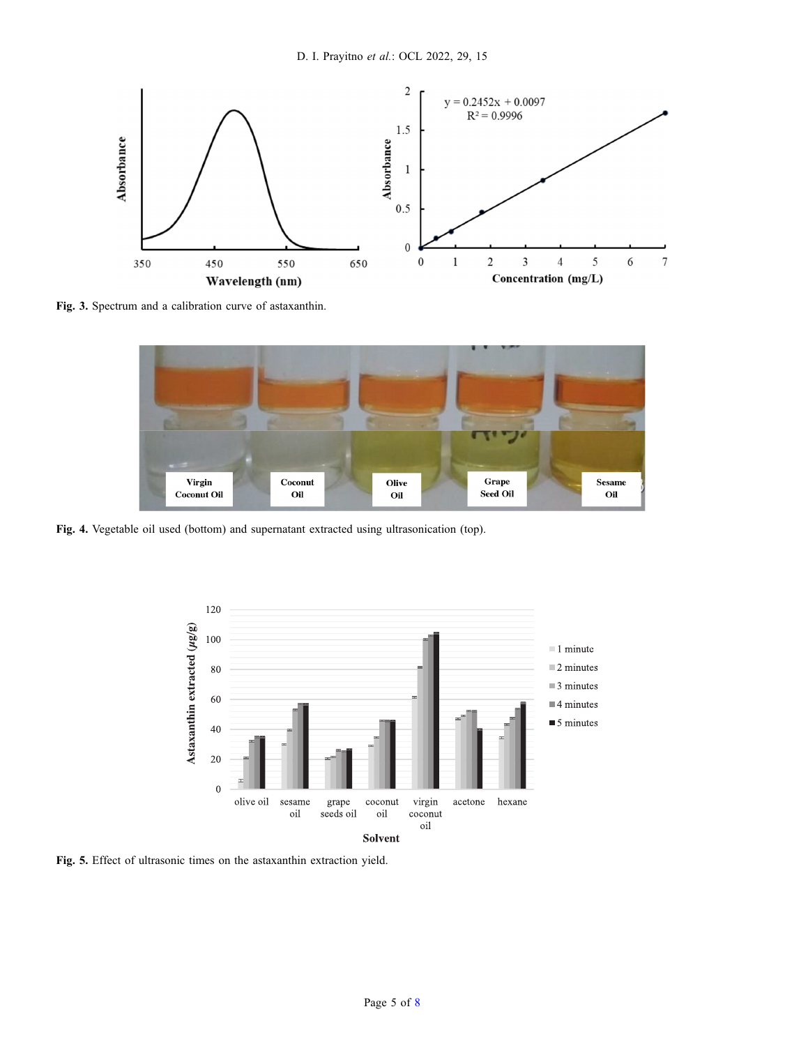Fig. 3. Spectrum and a calibration curve of astaxanthin.

Fig. 4. Vegetable oil used (bottom) and supernatant extracted using ultrasonication (top).

Fig. 5. Effect of ultrasonic times on the astaxanthin extraction yield.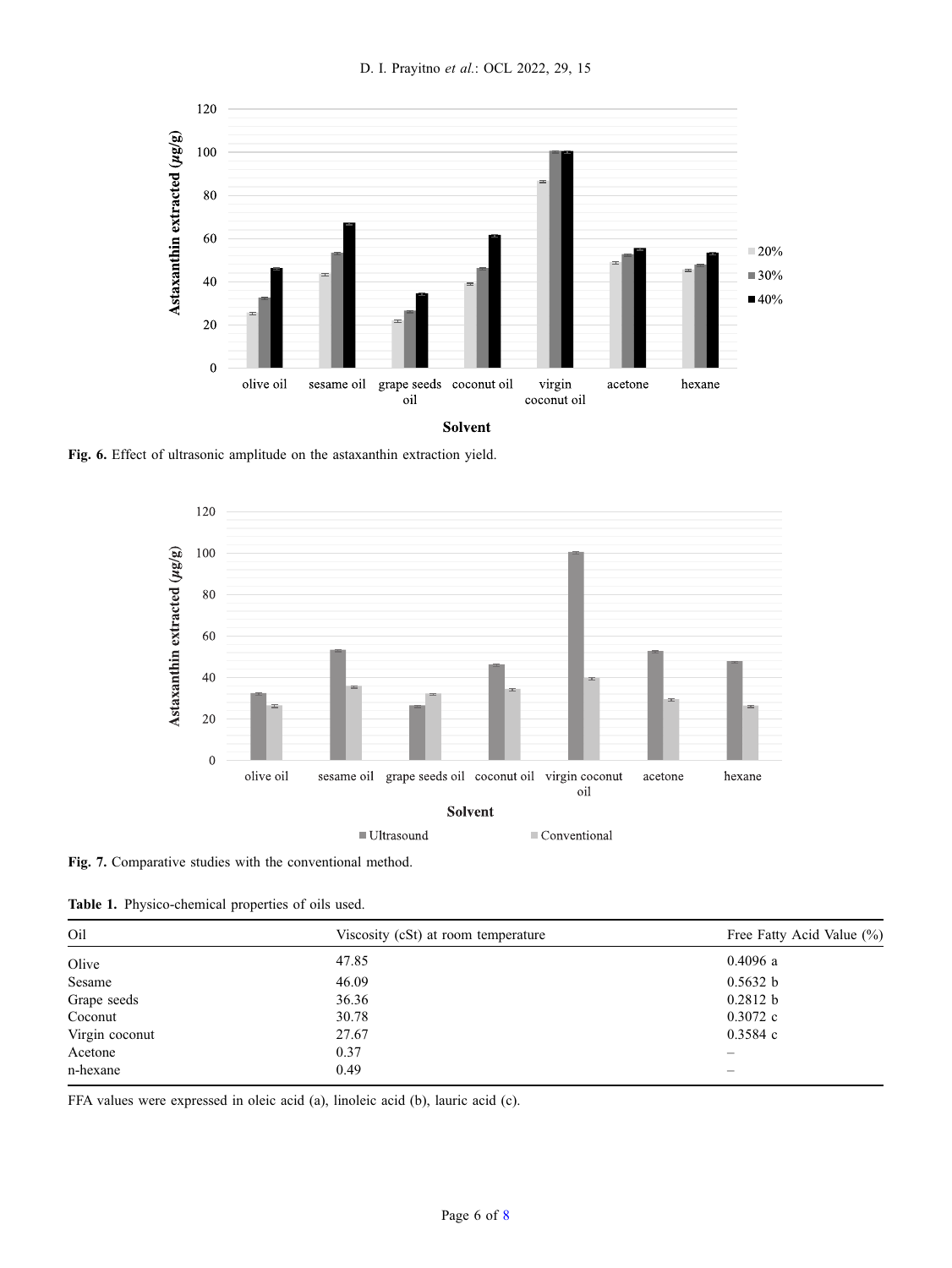Fig. 6. Effect of ultrasonic amplitude on the astaxanthin extraction yield.

Fig. 7. Comparative studies with the conventional method.

Table 1. Physico-chemical properties of oils used.

| Oil | Viscosity (cSt) at room temperature | Free Fatty Acid Value (%) |
|---|---|---|
| Olive | 47.85 | 0.4096 a |
| Sesame | 46.09 | 0.5632 b |
| Grape seeds | 36.36 | 0.2812 b |
| Coconut | 30.78 | 0.3072 c |
| Virgin coconut | 27.67 | 0.3584 c |
| Acetone | 0.37 | – |
| n-hexane | 0.49 | – |

FFA values were expressed in oleic acid (a), linoleic acid (b), lauric acid (c).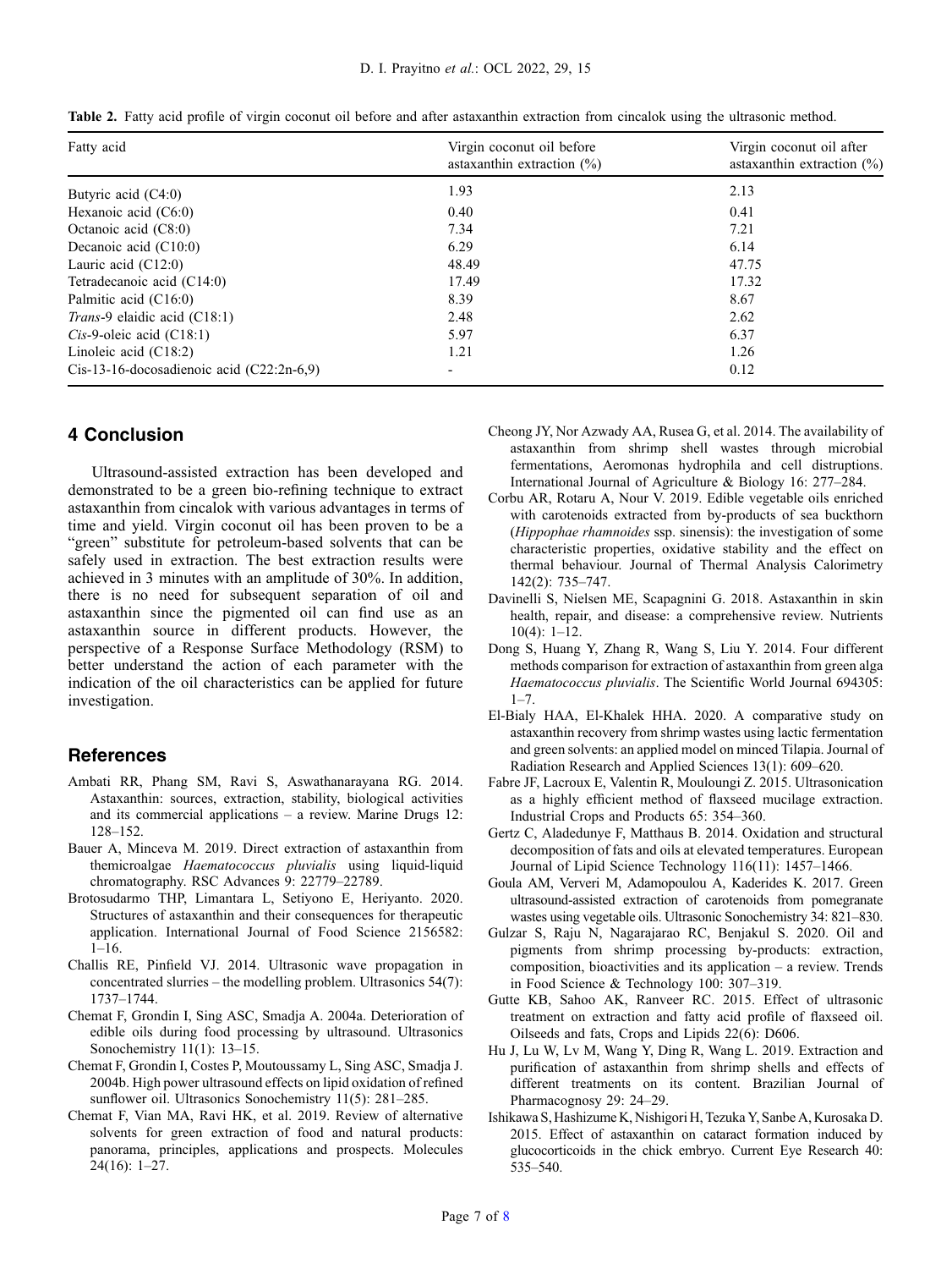**Table 2.** Fatty acid profile of virgin coconut oil before and after astaxanthin extraction from cincalok using the ultrasonic method.

| Fatty acid | Virgin coconut oil before astaxanthin extraction (%) | Virgin coconut oil after astaxanthin extraction (%) |
|---|---|---|
| Butyric acid (C4:0) | 1.93 | 2.13 |
| Hexanoic acid (C6:0) | 0.40 | 0.41 |
| Octanoic acid (C8:0) | 7.34 | 7.21 |
| Decanoic acid (C10:0) | 6.29 | 6.14 |
| Lauric acid (C12:0) | 48.49 | 47.75 |
| Tetradecanoic acid (C14:0) | 17.49 | 17.32 |
| Palmitic acid (C16:0) | 8.39 | 8.67 |
| *Trans*-9 elaidic acid (C18:1) | 2.48 | 2.62 |
| *Cis*-9-oleic acid (C18:1) | 5.97 | 6.37 |
| Linoleic acid (C18:2) | 1.21 | 1.26 |
| Cis-13-16-docosadienoic acid (C22:2n-6,9) | - | 0.12 |

## 4 Conclusion

Ultrasound-assisted extraction has been developed and demonstrated to be a green bio-refining technique to extract astaxanthin from cincalok with various advantages in terms of time and yield. Virgin coconut oil has been proven to be a "green" substitute for petroleum-based solvents that can be safely used in extraction. The best extraction results were achieved in 3 minutes with an amplitude of 30%. In addition, there is no need for subsequent separation of oil and astaxanthin since the pigmented oil can find use as an astaxanthin source in different products. However, the perspective of a Response Surface Methodology (RSM) to better understand the action of each parameter with the indication of the oil characteristics can be applied for future investigation.

## References

Ambati RR, Phang SM, Ravi S, Aswathanarayana RG. 2014. Astaxanthin: sources, extraction, stability, biological activities and its commercial applications – a review. Marine Drugs 12: 128–152.

Bauer A, Minceva M. 2019. Direct extraction of astaxanthin from themicroalgae *Haematococcus pluvialis* using liquid-liquid chromatography. RSC Advances 9: 22779–22789.

Brotosudarmo THP, Limantara L, Setiyono E, Heriyanto. 2020. Structures of astaxanthin and their consequences for therapeutic application. International Journal of Food Science 2156582: 1–16.

Challis RE, Pinfield VJ. 2014. Ultrasonic wave propagation in concentrated slurries – the modelling problem. Ultrasonics 54(7): 1737–1744.

Chemat F, Grondin I, Sing ASC, Smadja A. 2004a. Deterioration of edible oils during food processing by ultrasound. Ultrasonics Sonochemistry 11(1): 13–15.

Chemat F, Grondin I, Costes P, Moutoussamy L, Sing ASC, Smadja J. 2004b. High power ultrasound effects on lipid oxidation of refined sunflower oil. Ultrasonics Sonochemistry 11(5): 281–285.

Chemat F, Vian MA, Ravi HK, et al. 2019. Review of alternative solvents for green extraction of food and natural products: panorama, principles, applications and prospects. Molecules 24(16): 1–27.

Cheong JY, Nor Azwady AA, Rusea G, et al. 2014. The availability of astaxanthin from shrimp shell wastes through microbial fermentations, Aeromonas hydrophila and cell distruptions. International Journal of Agriculture & Biology 16: 277–284.

Corbu AR, Rotaru A, Nour V. 2019. Edible vegetable oils enriched with carotenoids extracted from by-products of sea buckthorn (*Hippophae rhamnoides* ssp. sinensis): the investigation of some characteristic properties, oxidative stability and the effect on thermal behaviour. Journal of Thermal Analysis Calorimetry 142(2): 735–747.

Davinelli S, Nielsen ME, Scapagnini G. 2018. Astaxanthin in skin health, repair, and disease: a comprehensive review. Nutrients 10(4): 1–12.

Dong S, Huang Y, Zhang R, Wang S, Liu Y. 2014. Four different methods comparison for extraction of astaxanthin from green alga *Haematococcus pluvialis*. The Scientific World Journal 694305: 1–7.

El-Bialy HAA, El-Khalek HHA. 2020. A comparative study on astaxanthin recovery from shrimp wastes using lactic fermentation and green solvents: an applied model on minced Tilapia. Journal of Radiation Research and Applied Sciences 13(1): 609–620.

Fabre JF, Lacroux E, Valentin R, Mouloungi Z. 2015. Ultrasonication as a highly efficient method of flaxseed mucilage extraction. Industrial Crops and Products 65: 354–360.

Gertz C, Aladedunye F, Matthaus B. 2014. Oxidation and structural decomposition of fats and oils at elevated temperatures. European Journal of Lipid Science Technology 116(11): 1457–1466.

Goula AM, Ververi M, Adamopoulou A, Kaderides K. 2017. Green ultrasound-assisted extraction of carotenoids from pomegranate wastes using vegetable oils. Ultrasonic Sonochemistry 34: 821–830.

Gulzar S, Raju N, Nagarajarao RC, Benjakul S. 2020. Oil and pigments from shrimp processing by-products: extraction, composition, bioactivities and its application – a review. Trends in Food Science & Technology 100: 307–319.

Gutte KB, Sahoo AK, Ranveer RC. 2015. Effect of ultrasonic treatment on extraction and fatty acid profile of flaxseed oil. Oilseeds and fats, Crops and Lipids 22(6): D606.

Hu J, Lu W, Lv M, Wang Y, Ding R, Wang L. 2019. Extraction and purification of astaxanthin from shrimp shells and effects of different treatments on its content. Brazilian Journal of Pharmacognosy 29: 24–29.

Ishikawa S, Hashizume K, Nishigori H, Tezuka Y, Sanbe A, Kurosaka D. 2015. Effect of astaxanthin on cataract formation induced by glucocorticoids in the chick embryo. Current Eye Research 40: 535–540.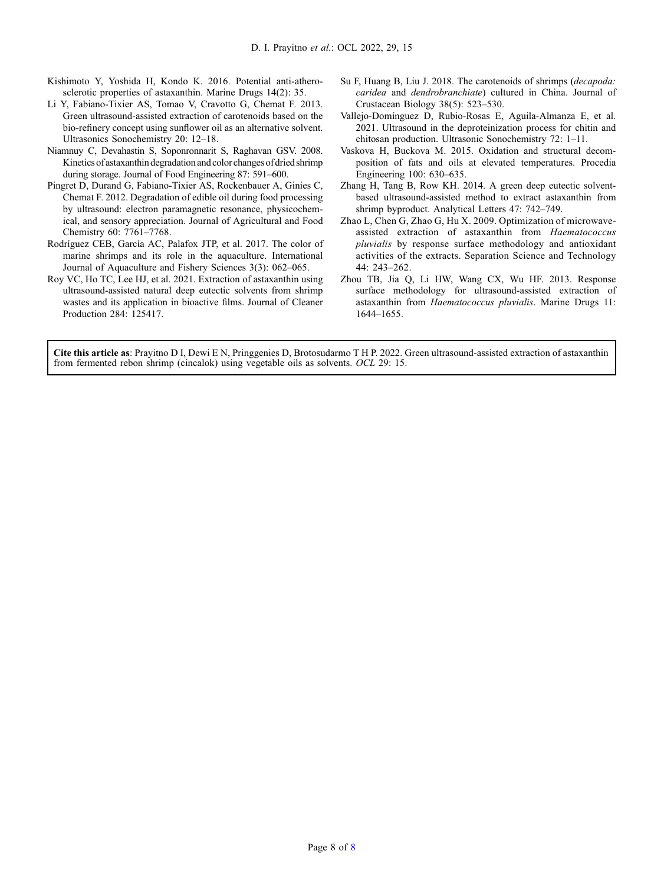Kishimoto Y, Yoshida H, Kondo K. 2016. Potential anti-atherosclerotic properties of astaxanthin. Marine Drugs 14(2): 35.

Li Y, Fabiano-Tixier AS, Tomao V, Cravotto G, Chemat F. 2013. Green ultrasound-assisted extraction of carotenoids based on the bio-refinery concept using sunflower oil as an alternative solvent. Ultrasonics Sonochemistry 20: 12–18.

Niamnuy C, Devahastin S, Soponronnarit S, Raghavan GSV. 2008. Kinetics of astaxanthin degradation and color changes of dried shrimp during storage. Journal of Food Engineering 87: 591–600.

Pingret D, Durand G, Fabiano-Tixier AS, Rockenbauer A, Ginies C, Chemat F. 2012. Degradation of edible oil during food processing by ultrasound: electron paramagnetic resonance, physicochemical, and sensory appreciation. Journal of Agricultural and Food Chemistry 60: 7761–7768.

Rodríguez CEB, García AC, Palafox JTP, et al. 2017. The color of marine shrimps and its role in the aquaculture. International Journal of Aquaculture and Fishery Sciences 3(3): 062–065.

Roy VC, Ho TC, Lee HJ, et al. 2021. Extraction of astaxanthin using ultrasound-assisted natural deep eutectic solvents from shrimp wastes and its application in bioactive films. Journal of Cleaner Production 284: 125417.

Su F, Huang B, Liu J. 2018. The carotenoids of shrimps (*decapoda: caridea* and *dendrobranchiate*) cultured in China. Journal of Crustacean Biology 38(5): 523–530.

Vallejo-Domínguez D, Rubio-Rosas E, Aguila-Almanza E, et al. 2021. Ultrasound in the deproteinization process for chitin and chitosan production. Ultrasonic Sonochemistry 72: 1–11.

Vaskova H, Buckova M. 2015. Oxidation and structural decomposition of fats and oils at elevated temperatures. Procedia Engineering 100: 630–635.

Zhang H, Tang B, Row KH. 2014. A green deep eutectic solvent-based ultrasound-assisted method to extract astaxanthin from shrimp byproduct. Analytical Letters 47: 742–749.

Zhao L, Chen G, Zhao G, Hu X. 2009. Optimization of microwave-assisted extraction of astaxanthin from *Haematococcus pluvialis* by response surface methodology and antioxidant activities of the extracts. Separation Science and Technology 44: 243–262.

Zhou TB, Jia Q, Li HW, Wang CX, Wu HF. 2013. Response surface methodology for ultrasound-assisted extraction of astaxanthin from *Haematococcus pluvialis*. Marine Drugs 11: 1644–1655.

**Cite this article as**: Prayitno D I, Dewi E N, Pringgenies D, Brotosudarmo T H P. 2022. Green ultrasound-assisted extraction of astaxanthin from fermented rebon shrimp (cincalok) using vegetable oils as solvents. *OCL* 29: 15.